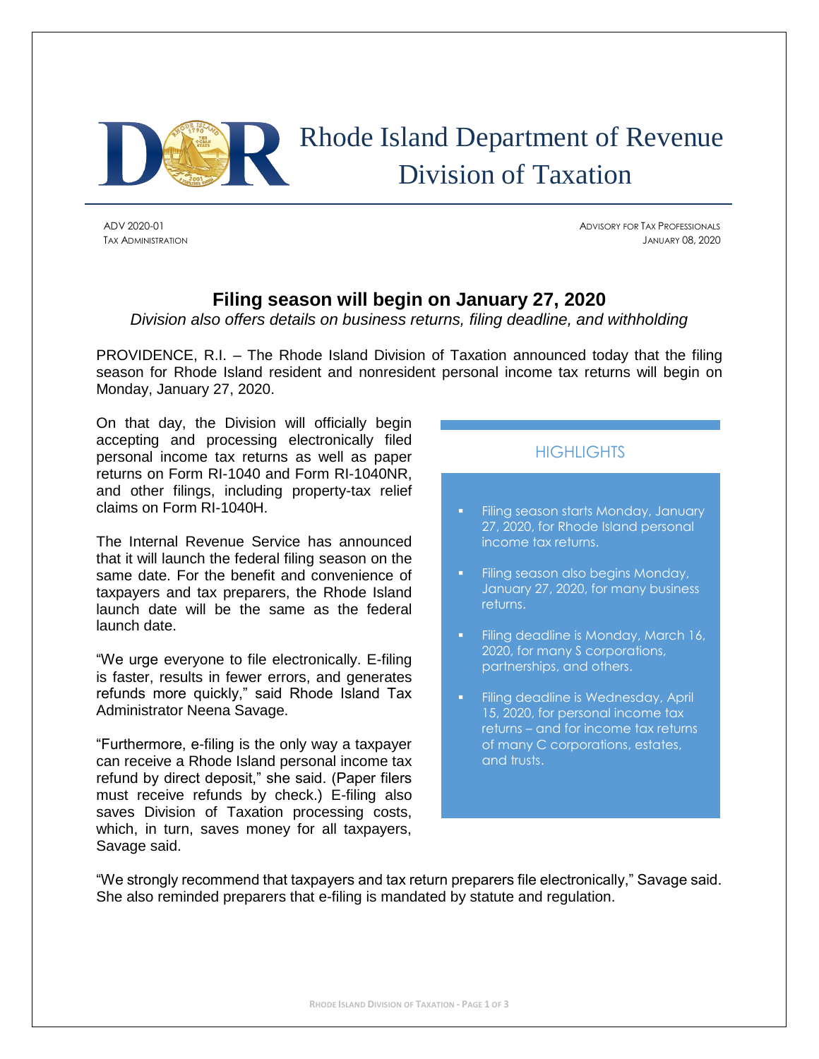# Rhode Island Department of Revenue
## Division of Taxation

ADV 2020-01
TAX ADMINISTRATION

ADVISORY FOR TAX PROFESSIONALS
JANUARY 08, 2020

## Filing season will begin on January 27, 2020

*Division also offers details on business returns, filing deadline, and withholding*

PROVIDENCE, R.I. – The Rhode Island Division of Taxation announced today that the filing season for Rhode Island resident and nonresident personal income tax returns will begin on Monday, January 27, 2020.

On that day, the Division will officially begin accepting and processing electronically filed personal income tax returns as well as paper returns on Form RI-1040 and Form RI-1040NR, and other filings, including property-tax relief claims on Form RI-1040H.

The Internal Revenue Service has announced that it will launch the federal filing season on the same date. For the benefit and convenience of taxpayers and tax preparers, the Rhode Island launch date will be the same as the federal launch date.

"We urge everyone to file electronically. E-filing is faster, results in fewer errors, and generates refunds more quickly," said Rhode Island Tax Administrator Neena Savage.

"Furthermore, e-filing is the only way a taxpayer can receive a Rhode Island personal income tax refund by direct deposit," she said. (Paper filers must receive refunds by check.) E-filing also saves Division of Taxation processing costs, which, in turn, saves money for all taxpayers, Savage said.

### HIGHLIGHTS

- Filing season starts Monday, January 27, 2020, for Rhode Island personal income tax returns.
- Filing season also begins Monday, January 27, 2020, for many business returns.
- Filing deadline is Monday, March 16, 2020, for many S corporations, partnerships, and others.
- Filing deadline is Wednesday, April 15, 2020, for personal income tax returns – and for income tax returns of many C corporations, estates, and trusts.

"We strongly recommend that taxpayers and tax return preparers file electronically," Savage said. She also reminded preparers that e-filing is mandated by statute and regulation.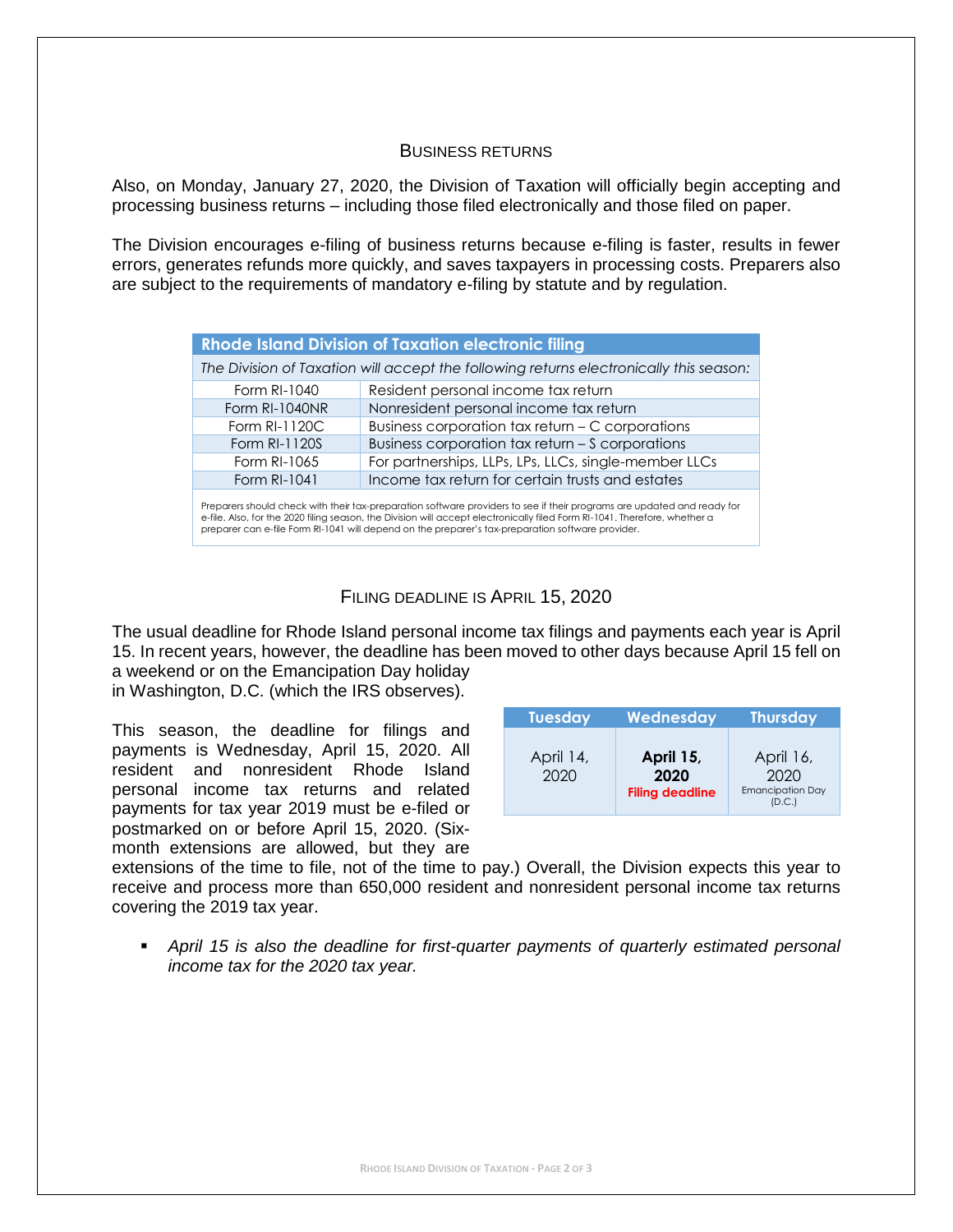## Business returns

Also, on Monday, January 27, 2020, the Division of Taxation will officially begin accepting and processing business returns – including those filed electronically and those filed on paper.

The Division encourages e-filing of business returns because e-filing is faster, results in fewer errors, generates refunds more quickly, and saves taxpayers in processing costs. Preparers also are subject to the requirements of mandatory e-filing by statute and by regulation.

| **Rhode Island Division of Taxation electronic filing** | |
|---|---|
| *The Division of Taxation will accept the following returns electronically this season:* | |
| Form RI-1040 | Resident personal income tax return |
| Form RI-1040NR | Nonresident personal income tax return |
| Form RI-1120C | Business corporation tax return – C corporations |
| Form RI-1120S | Business corporation tax return – S corporations |
| Form RI-1065 | For partnerships, LLPs, LPs, LLCs, single-member LLCs |
| Form RI-1041 | Income tax return for certain trusts and estates |

Preparers should check with their tax-preparation software providers to see if their programs are updated and ready for e-file. Also, for the 2020 filing season, the Division will accept electronically filed Form RI-1041. Therefore, whether a preparer can e-file Form RI-1041 will depend on the preparer's tax-preparation software provider.

## Filing deadline is April 15, 2020

The usual deadline for Rhode Island personal income tax filings and payments each year is April 15. In recent years, however, the deadline has been moved to other days because April 15 fell on a weekend or on the Emancipation Day holiday in Washington, D.C. (which the IRS observes).

| Tuesday | Wednesday | Thursday |
|---|---|---|
| April 14, 2020 | **April 15, 2020** **Filing deadline** | April 16, 2020 Emancipation Day (D.C.) |

This season, the deadline for filings and payments is Wednesday, April 15, 2020. All resident and nonresident Rhode Island personal income tax returns and related payments for tax year 2019 must be e-filed or postmarked on or before April 15, 2020. (Six-month extensions are allowed, but they are extensions of the time to file, not of the time to pay.) Overall, the Division expects this year to receive and process more than 650,000 resident and nonresident personal income tax returns covering the 2019 tax year.

- *April 15 is also the deadline for first-quarter payments of quarterly estimated personal income tax for the 2020 tax year.*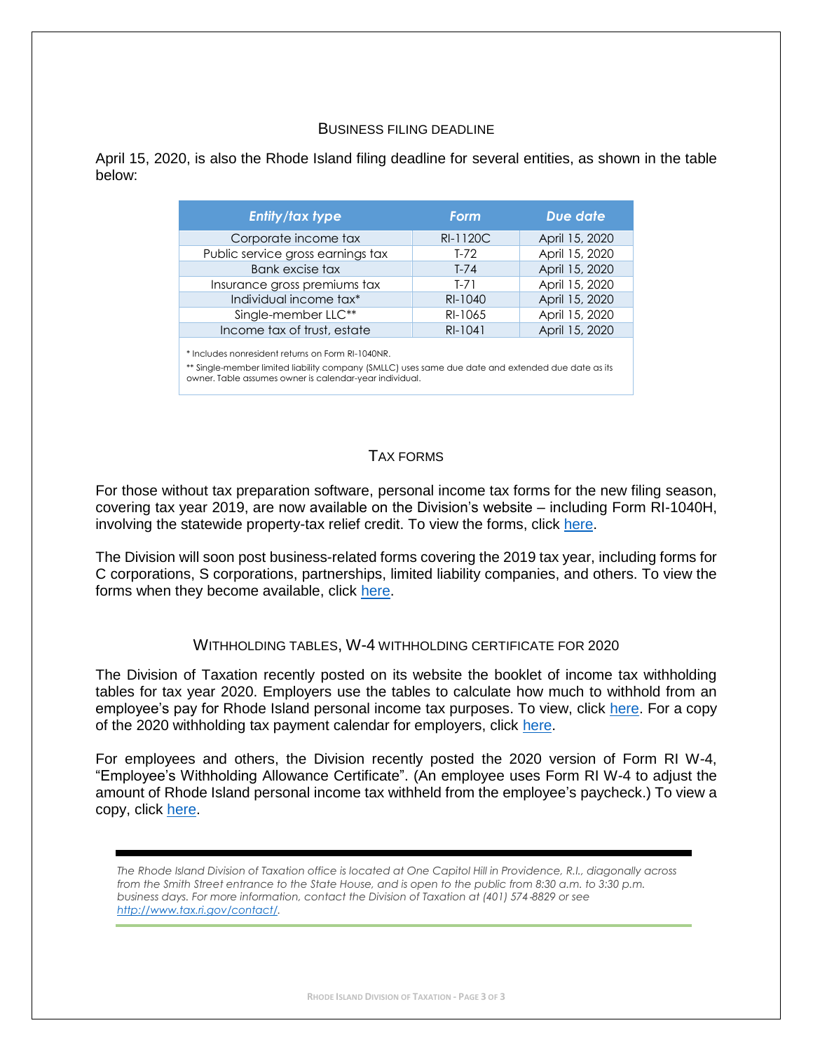## BUSINESS FILING DEADLINE

April 15, 2020, is also the Rhode Island filing deadline for several entities, as shown in the table below:

| Entity/tax type | Form | Due date |
|---|---|---|
| Corporate income tax | RI-1120C | April 15, 2020 |
| Public service gross earnings tax | T-72 | April 15, 2020 |
| Bank excise tax | T-74 | April 15, 2020 |
| Insurance gross premiums tax | T-71 | April 15, 2020 |
| Individual income tax* | RI-1040 | April 15, 2020 |
| Single-member LLC** | RI-1065 | April 15, 2020 |
| Income tax of trust, estate | RI-1041 | April 15, 2020 |

* Includes nonresident returns on Form RI-1040NR.

** Single-member limited liability company (SMLLC) uses same due date and extended due date as its owner. Table assumes owner is calendar-year individual.

## TAX FORMS

For those without tax preparation software, personal income tax forms for the new filing season, covering tax year 2019, are now available on the Division's website – including Form RI-1040H, involving the statewide property-tax relief credit. To view the forms, click here.

The Division will soon post business-related forms covering the 2019 tax year, including forms for C corporations, S corporations, partnerships, limited liability companies, and others. To view the forms when they become available, click here.

## WITHHOLDING TABLES, W-4 WITHHOLDING CERTIFICATE FOR 2020

The Division of Taxation recently posted on its website the booklet of income tax withholding tables for tax year 2020. Employers use the tables to calculate how much to withhold from an employee's pay for Rhode Island personal income tax purposes. To view, click here. For a copy of the 2020 withholding tax payment calendar for employers, click here.

For employees and others, the Division recently posted the 2020 version of Form RI W-4, "Employee's Withholding Allowance Certificate". (An employee uses Form RI W-4 to adjust the amount of Rhode Island personal income tax withheld from the employee's paycheck.) To view a copy, click here.

---

*The Rhode Island Division of Taxation office is located at One Capitol Hill in Providence, R.I., diagonally across from the Smith Street entrance to the State House, and is open to the public from 8:30 a.m. to 3:30 p.m. business days. For more information, contact the Division of Taxation at (401) 574-8829 or see [http://www.tax.ri.gov/contact/](http://www.tax.ri.gov/contact/).*